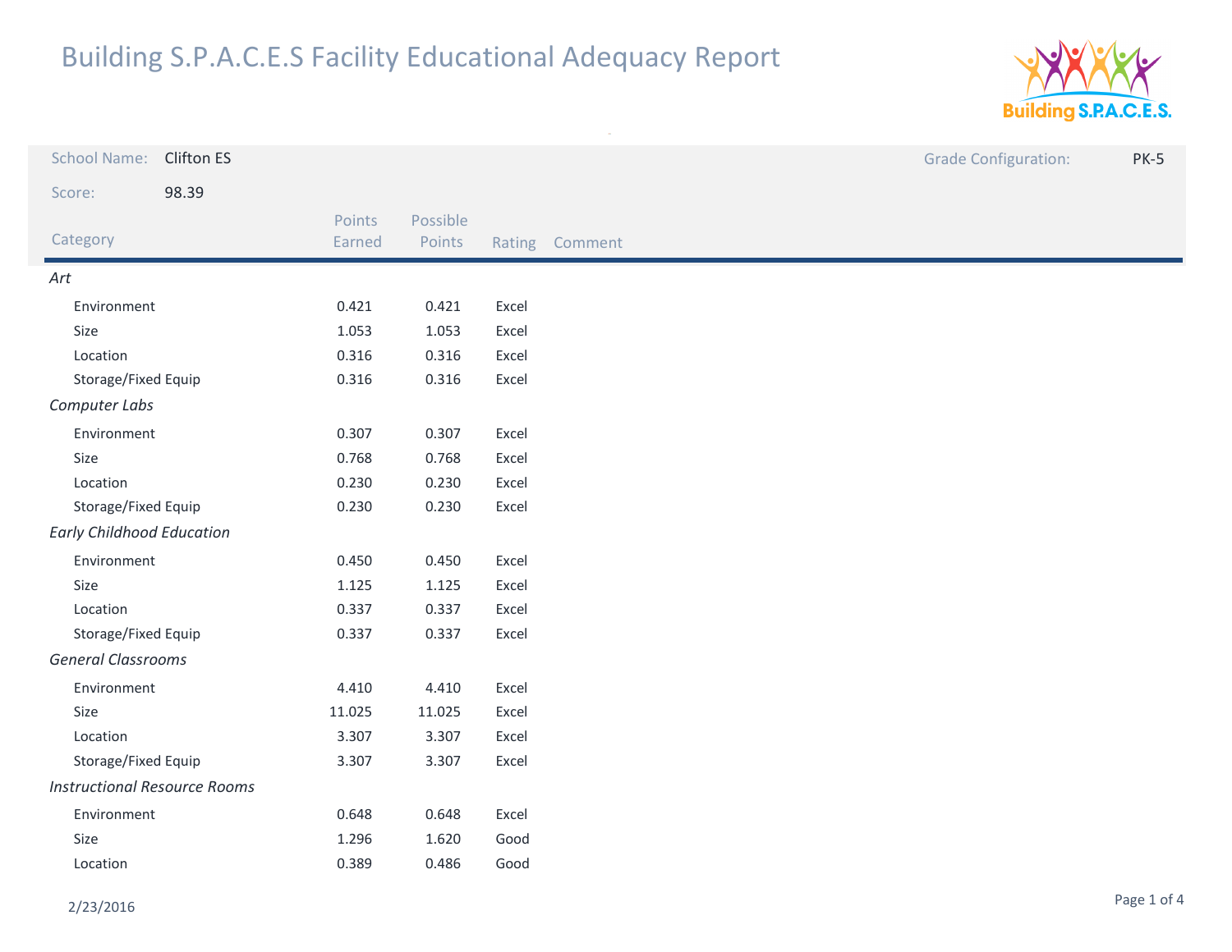# Building S.P.A.C.E.S Facility Educational Adequacy Report

School Name: Clifton ES

Grade Configuration: PK-5

Score: 98.39

| Category | Points Earned | Possible Points | Rating | Comment |
|---|---|---|---|---|
| *Art* | | | | |
| Environment | 0.421 | 0.421 | Excel | |
| Size | 1.053 | 1.053 | Excel | |
| Location | 0.316 | 0.316 | Excel | |
| Storage/Fixed Equip | 0.316 | 0.316 | Excel | |
| *Computer Labs* | | | | |
| Environment | 0.307 | 0.307 | Excel | |
| Size | 0.768 | 0.768 | Excel | |
| Location | 0.230 | 0.230 | Excel | |
| Storage/Fixed Equip | 0.230 | 0.230 | Excel | |
| *Early Childhood Education* | | | | |
| Environment | 0.450 | 0.450 | Excel | |
| Size | 1.125 | 1.125 | Excel | |
| Location | 0.337 | 0.337 | Excel | |
| Storage/Fixed Equip | 0.337 | 0.337 | Excel | |
| *General Classrooms* | | | | |
| Environment | 4.410 | 4.410 | Excel | |
| Size | 11.025 | 11.025 | Excel | |
| Location | 3.307 | 3.307 | Excel | |
| Storage/Fixed Equip | 3.307 | 3.307 | Excel | |
| *Instructional Resource Rooms* | | | | |
| Environment | 0.648 | 0.648 | Excel | |
| Size | 1.296 | 1.620 | Good | |
| Location | 0.389 | 0.486 | Good | |

2/23/2016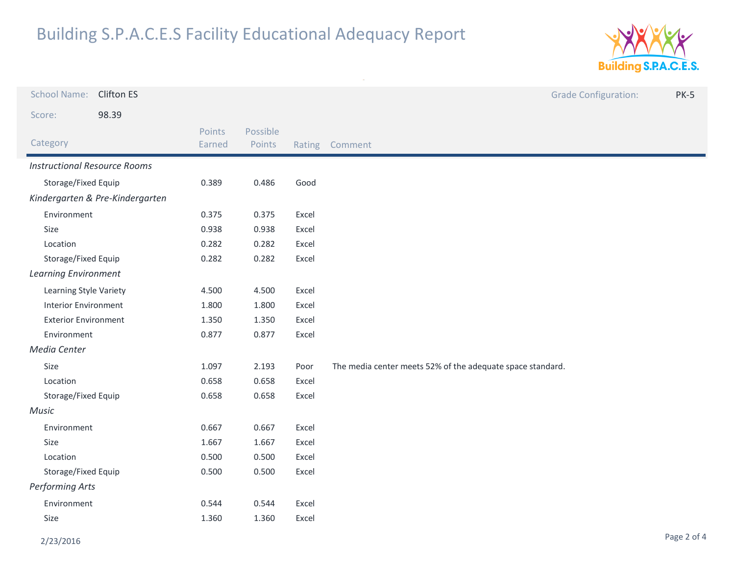# Building S.P.A.C.E.S Facility Educational Adequacy Report

School Name: Clifton ES

Grade Configuration: PK-5

Score: 98.39

| Category | Points Earned | Possible Points | Rating | Comment |
|---|---|---|---|---|
| *Instructional Resource Rooms* | | | | |
| Storage/Fixed Equip | 0.389 | 0.486 | Good | |
| *Kindergarten & Pre-Kindergarten* | | | | |
| Environment | 0.375 | 0.375 | Excel | |
| Size | 0.938 | 0.938 | Excel | |
| Location | 0.282 | 0.282 | Excel | |
| Storage/Fixed Equip | 0.282 | 0.282 | Excel | |
| *Learning Environment* | | | | |
| Learning Style Variety | 4.500 | 4.500 | Excel | |
| Interior Environment | 1.800 | 1.800 | Excel | |
| Exterior Environment | 1.350 | 1.350 | Excel | |
| Environment | 0.877 | 0.877 | Excel | |
| *Media Center* | | | | |
| Size | 1.097 | 2.193 | Poor | The media center meets 52% of the adequate space standard. |
| Location | 0.658 | 0.658 | Excel | |
| Storage/Fixed Equip | 0.658 | 0.658 | Excel | |
| *Music* | | | | |
| Environment | 0.667 | 0.667 | Excel | |
| Size | 1.667 | 1.667 | Excel | |
| Location | 0.500 | 0.500 | Excel | |
| Storage/Fixed Equip | 0.500 | 0.500 | Excel | |
| *Performing Arts* | | | | |
| Environment | 0.544 | 0.544 | Excel | |
| Size | 1.360 | 1.360 | Excel | |

2/23/2016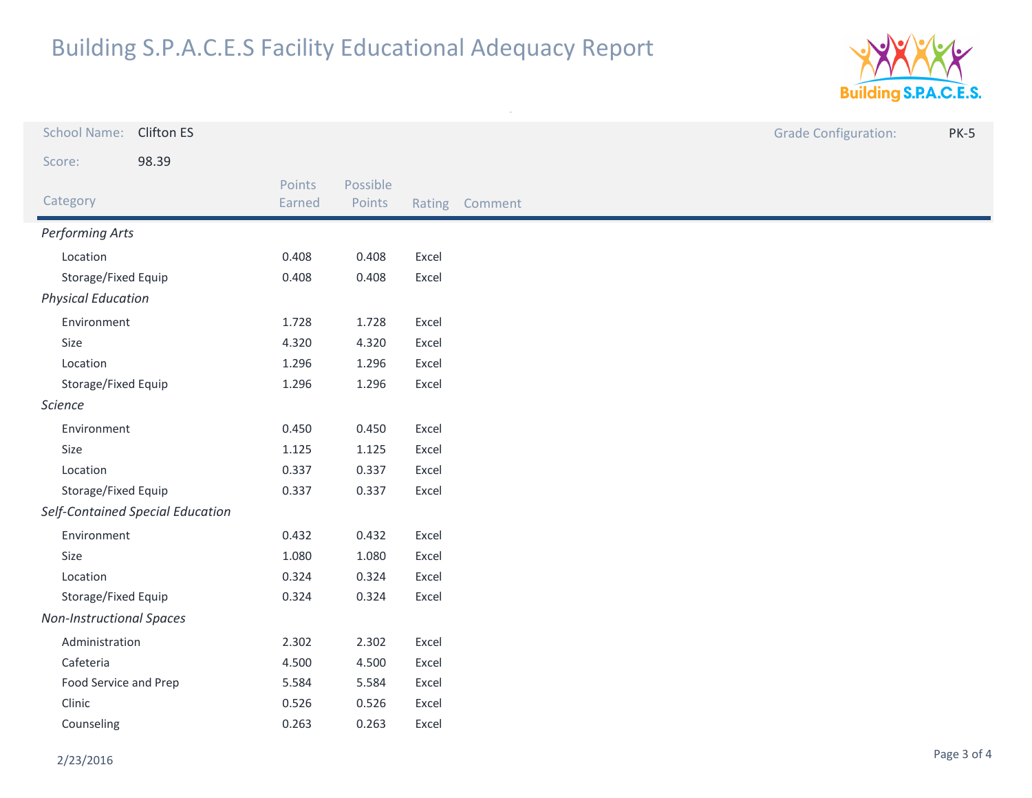# Building S.P.A.C.E.S Facility Educational Adequacy Report

School Name: Clifton ES

Grade Configuration: PK-5

Score: 98.39

| Category | Points Earned | Possible Points | Rating | Comment |
|---|---|---|---|---|
| *Performing Arts* | | | | |
| Location | 0.408 | 0.408 | Excel | |
| Storage/Fixed Equip | 0.408 | 0.408 | Excel | |
| *Physical Education* | | | | |
| Environment | 1.728 | 1.728 | Excel | |
| Size | 4.320 | 4.320 | Excel | |
| Location | 1.296 | 1.296 | Excel | |
| Storage/Fixed Equip | 1.296 | 1.296 | Excel | |
| *Science* | | | | |
| Environment | 0.450 | 0.450 | Excel | |
| Size | 1.125 | 1.125 | Excel | |
| Location | 0.337 | 0.337 | Excel | |
| Storage/Fixed Equip | 0.337 | 0.337 | Excel | |
| *Self-Contained Special Education* | | | | |
| Environment | 0.432 | 0.432 | Excel | |
| Size | 1.080 | 1.080 | Excel | |
| Location | 0.324 | 0.324 | Excel | |
| Storage/Fixed Equip | 0.324 | 0.324 | Excel | |
| *Non-Instructional Spaces* | | | | |
| Administration | 2.302 | 2.302 | Excel | |
| Cafeteria | 4.500 | 4.500 | Excel | |
| Food Service and Prep | 5.584 | 5.584 | Excel | |
| Clinic | 0.526 | 0.526 | Excel | |
| Counseling | 0.263 | 0.263 | Excel | |

2/23/2016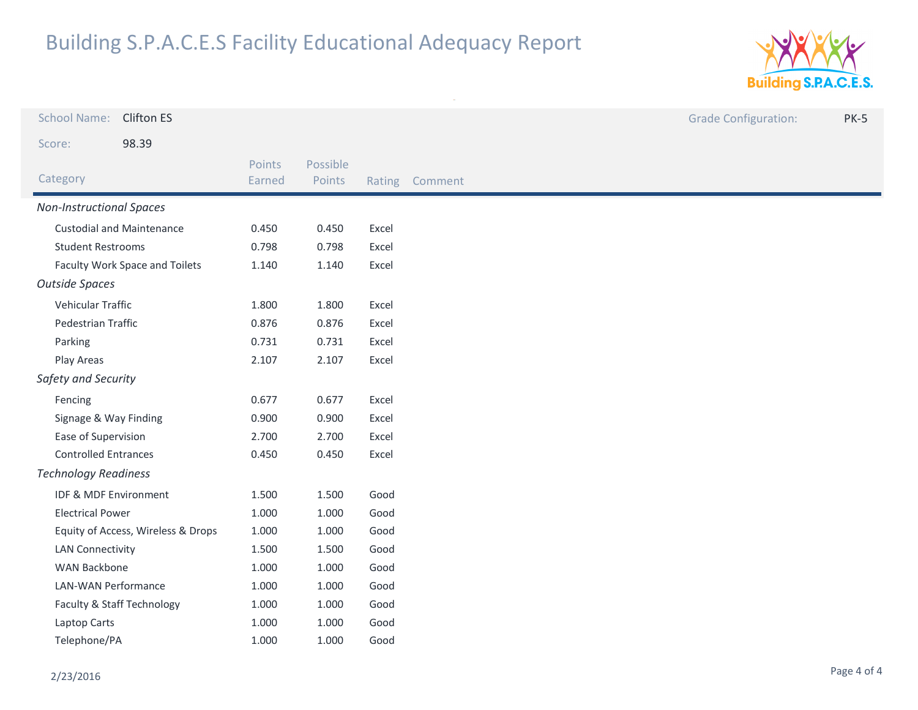# Building S.P.A.C.E.S Facility Educational Adequacy Report

**School Name:** Clifton ES

**Grade Configuration:** PK-5

**Score:** 98.39

| Category | Points Earned | Possible Points | Rating | Comment |
|---|---|---|---|---|
| *Non-Instructional Spaces* | | | | |
| Custodial and Maintenance | 0.450 | 0.450 | Excel | |
| Student Restrooms | 0.798 | 0.798 | Excel | |
| Faculty Work Space and Toilets | 1.140 | 1.140 | Excel | |
| *Outside Spaces* | | | | |
| Vehicular Traffic | 1.800 | 1.800 | Excel | |
| Pedestrian Traffic | 0.876 | 0.876 | Excel | |
| Parking | 0.731 | 0.731 | Excel | |
| Play Areas | 2.107 | 2.107 | Excel | |
| *Safety and Security* | | | | |
| Fencing | 0.677 | 0.677 | Excel | |
| Signage & Way Finding | 0.900 | 0.900 | Excel | |
| Ease of Supervision | 2.700 | 2.700 | Excel | |
| Controlled Entrances | 0.450 | 0.450 | Excel | |
| *Technology Readiness* | | | | |
| IDF & MDF Environment | 1.500 | 1.500 | Good | |
| Electrical Power | 1.000 | 1.000 | Good | |
| Equity of Access, Wireless & Drops | 1.000 | 1.000 | Good | |
| LAN Connectivity | 1.500 | 1.500 | Good | |
| WAN Backbone | 1.000 | 1.000 | Good | |
| LAN-WAN Performance | 1.000 | 1.000 | Good | |
| Faculty & Staff Technology | 1.000 | 1.000 | Good | |
| Laptop Carts | 1.000 | 1.000 | Good | |
| Telephone/PA | 1.000 | 1.000 | Good | |

2/23/2016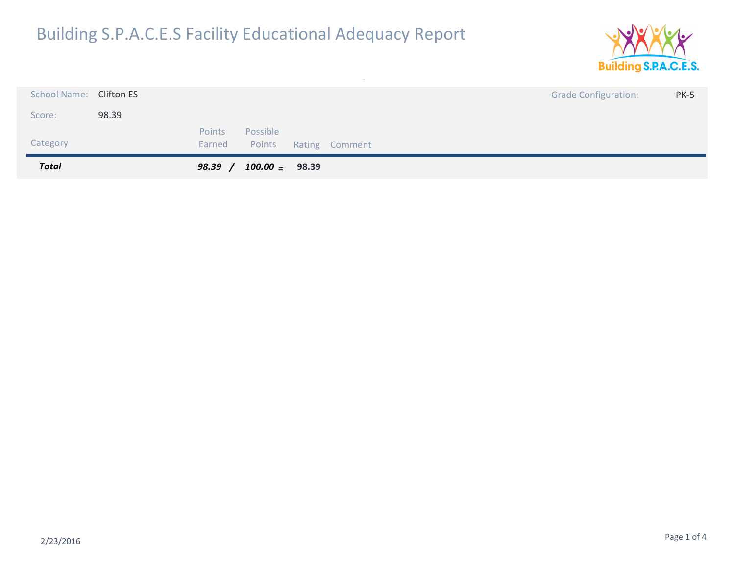# Building S.P.A.C.E.S Facility Educational Adequacy Report

School Name: Clifton ES

Grade Configuration: PK-5

Score: 98.39

| Category | Points Earned | Possible Points | Rating | Comment |
|---|---|---|---|---|
| ***Total*** | ***98.39 /*** | ***100.00 =*** | **98.39** | |

2/23/2016